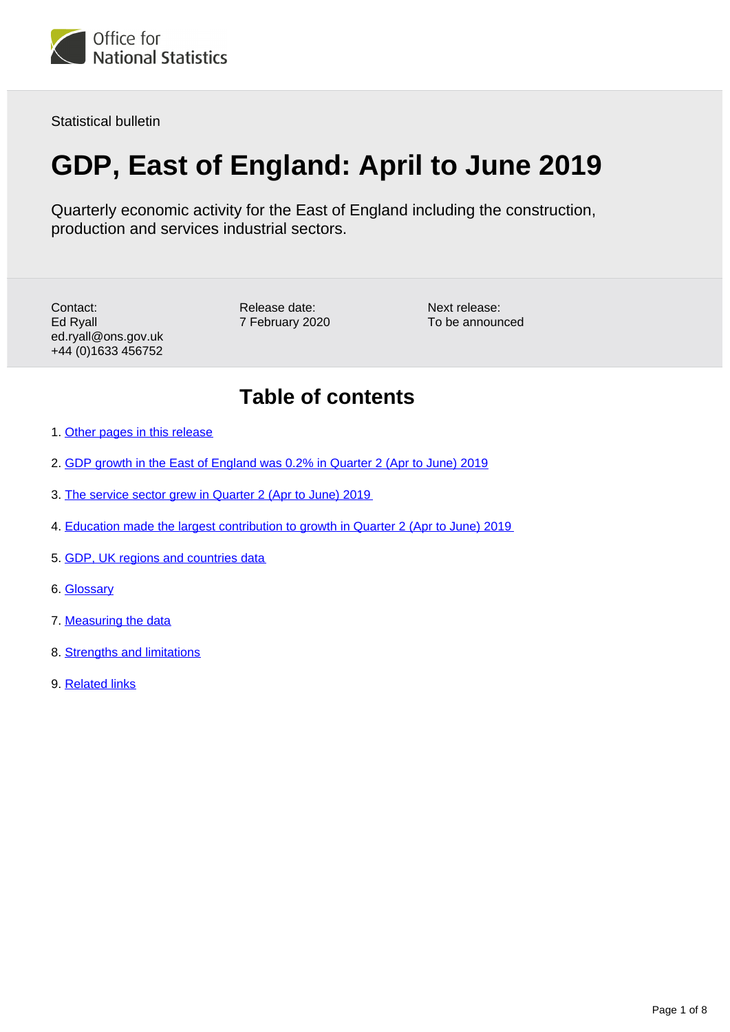Office for National Statistics

Statistical bulletin

# GDP, East of England: April to June 2019

Quarterly economic activity for the East of England including the construction, production and services industrial sectors.

Contact:
Ed Ryall
ed.ryall@ons.gov.uk
+44 (0)1633 456752

Release date:
7 February 2020

Next release:
To be announced

## Table of contents

1. Other pages in this release
2. GDP growth in the East of England was 0.2% in Quarter 2 (Apr to June) 2019
3. The service sector grew in Quarter 2 (Apr to June) 2019
4. Education made the largest contribution to growth in Quarter 2 (Apr to June) 2019
5. GDP, UK regions and countries data
6. Glossary
7. Measuring the data
8. Strengths and limitations
9. Related links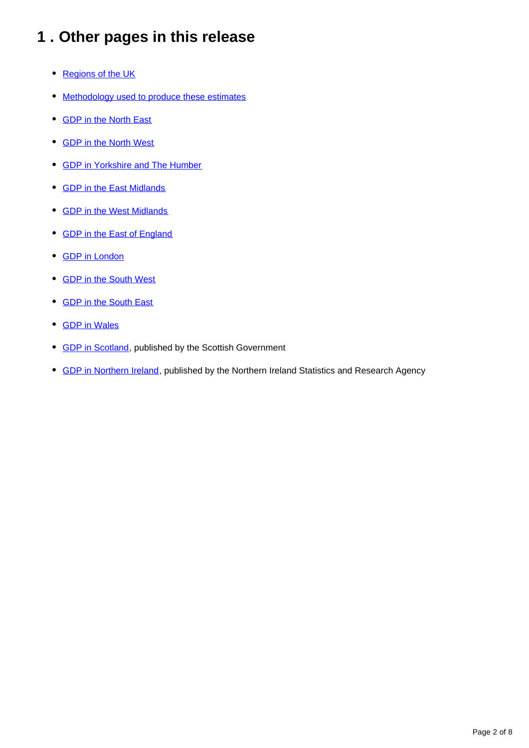## 1 . Other pages in this release

- Regions of the UK
- Methodology used to produce these estimates
- GDP in the North East
- GDP in the North West
- GDP in Yorkshire and The Humber
- GDP in the East Midlands
- GDP in the West Midlands
- GDP in the East of England
- GDP in London
- GDP in the South West
- GDP in the South East
- GDP in Wales
- GDP in Scotland, published by the Scottish Government
- GDP in Northern Ireland, published by the Northern Ireland Statistics and Research Agency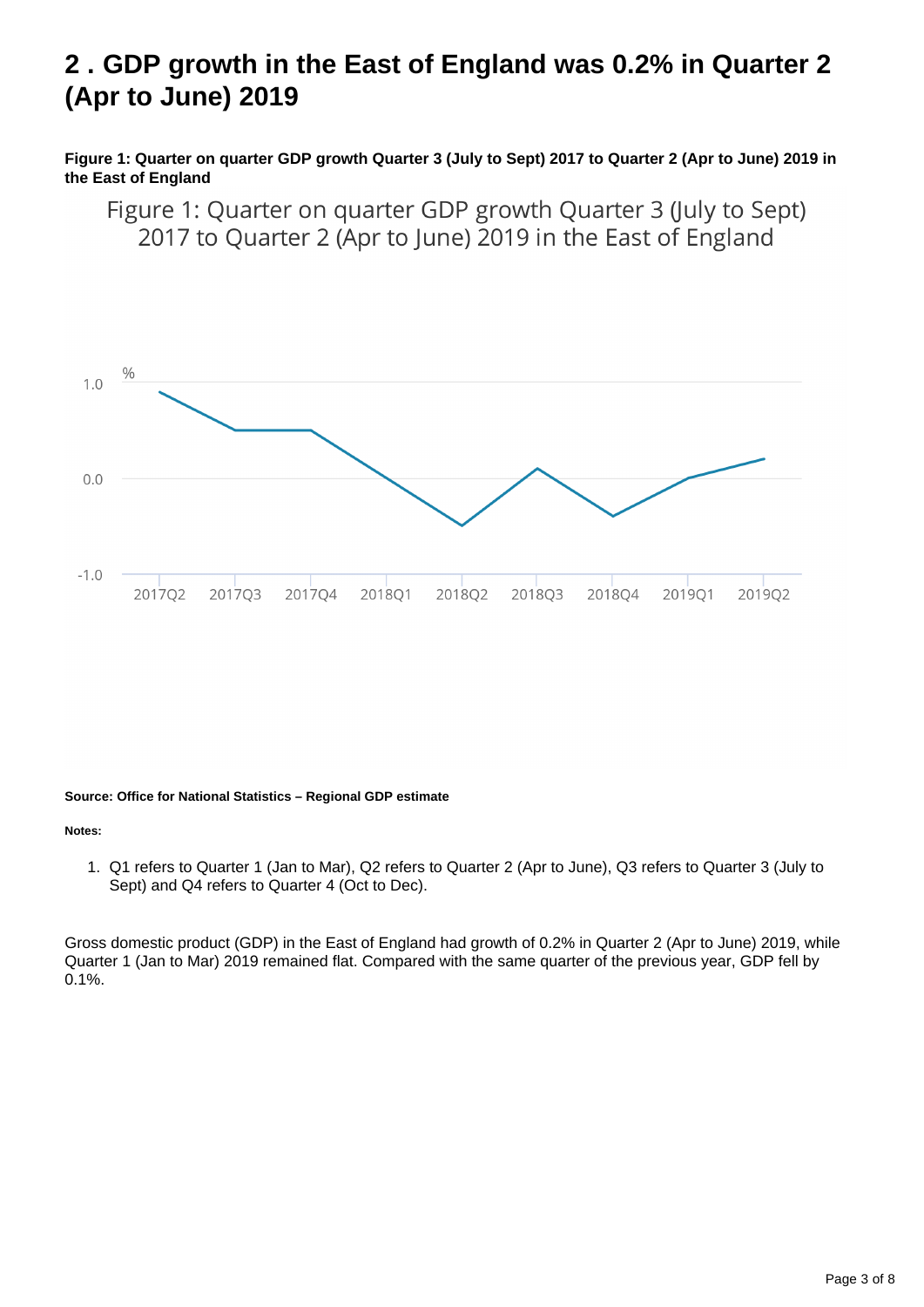## 2 . GDP growth in the East of England was 0.2% in Quarter 2 (Apr to June) 2019

**Figure 1: Quarter on quarter GDP growth Quarter 3 (July to Sept) 2017 to Quarter 2 (Apr to June) 2019 in the East of England**

Figure 1: Quarter on quarter GDP growth Quarter 3 (July to Sept) 2017 to Quarter 2 (Apr to June) 2019 in the East of England

**Source: Office for National Statistics – Regional GDP estimate**

**Notes:**

1. Q1 refers to Quarter 1 (Jan to Mar), Q2 refers to Quarter 2 (Apr to June), Q3 refers to Quarter 3 (July to Sept) and Q4 refers to Quarter 4 (Oct to Dec).

Gross domestic product (GDP) in the East of England had growth of 0.2% in Quarter 2 (Apr to June) 2019, while Quarter 1 (Jan to Mar) 2019 remained flat. Compared with the same quarter of the previous year, GDP fell by 0.1%.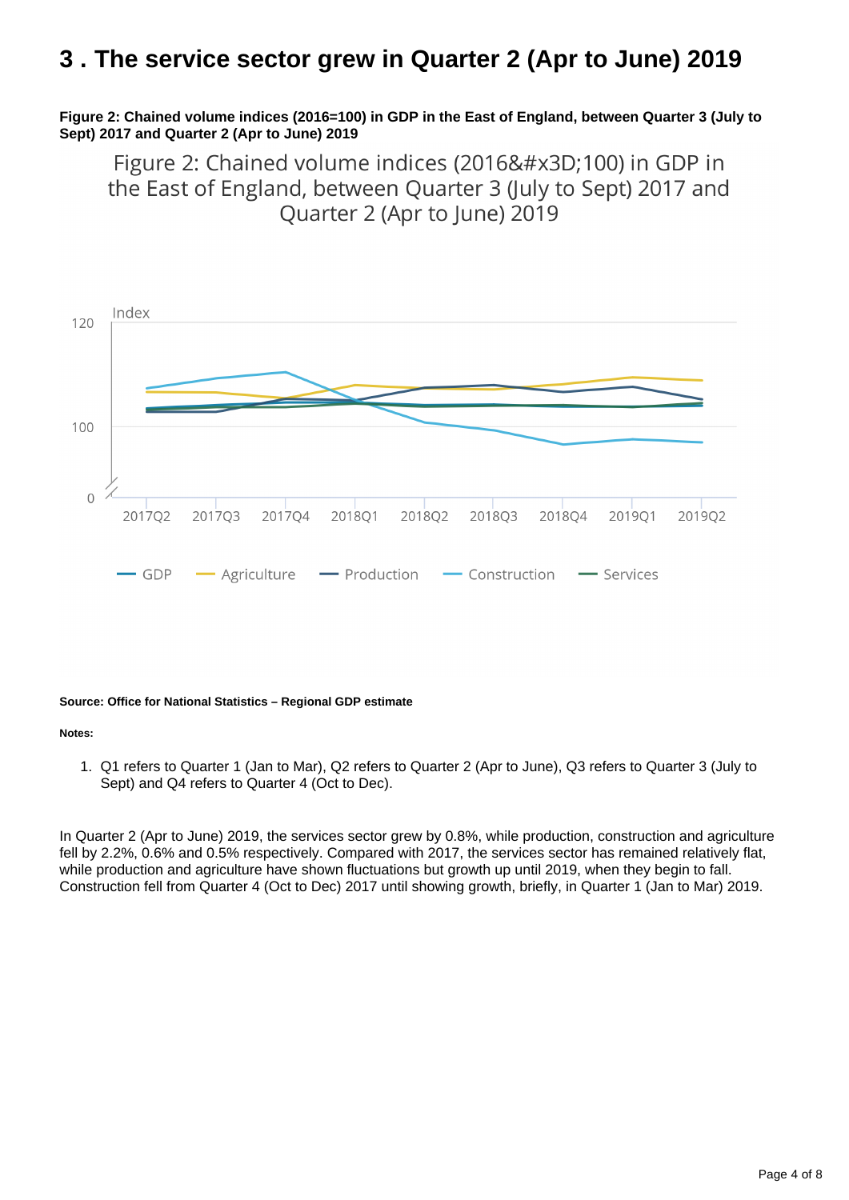# 3 . The service sector grew in Quarter 2 (Apr to June) 2019

**Figure 2: Chained volume indices (2016=100) in GDP in the East of England, between Quarter 3 (July to Sept) 2017 and Quarter 2 (Apr to June) 2019**

Figure 2: Chained volume indices (2016&#x3D;100) in GDP in the East of England, between Quarter 3 (July to Sept) 2017 and Quarter 2 (Apr to June) 2019

**Source: Office for National Statistics – Regional GDP estimate**

**Notes:**

1. Q1 refers to Quarter 1 (Jan to Mar), Q2 refers to Quarter 2 (Apr to June), Q3 refers to Quarter 3 (July to Sept) and Q4 refers to Quarter 4 (Oct to Dec).

In Quarter 2 (Apr to June) 2019, the services sector grew by 0.8%, while production, construction and agriculture fell by 2.2%, 0.6% and 0.5% respectively. Compared with 2017, the services sector has remained relatively flat, while production and agriculture have shown fluctuations but growth up until 2019, when they begin to fall. Construction fell from Quarter 4 (Oct to Dec) 2017 until showing growth, briefly, in Quarter 1 (Jan to Mar) 2019.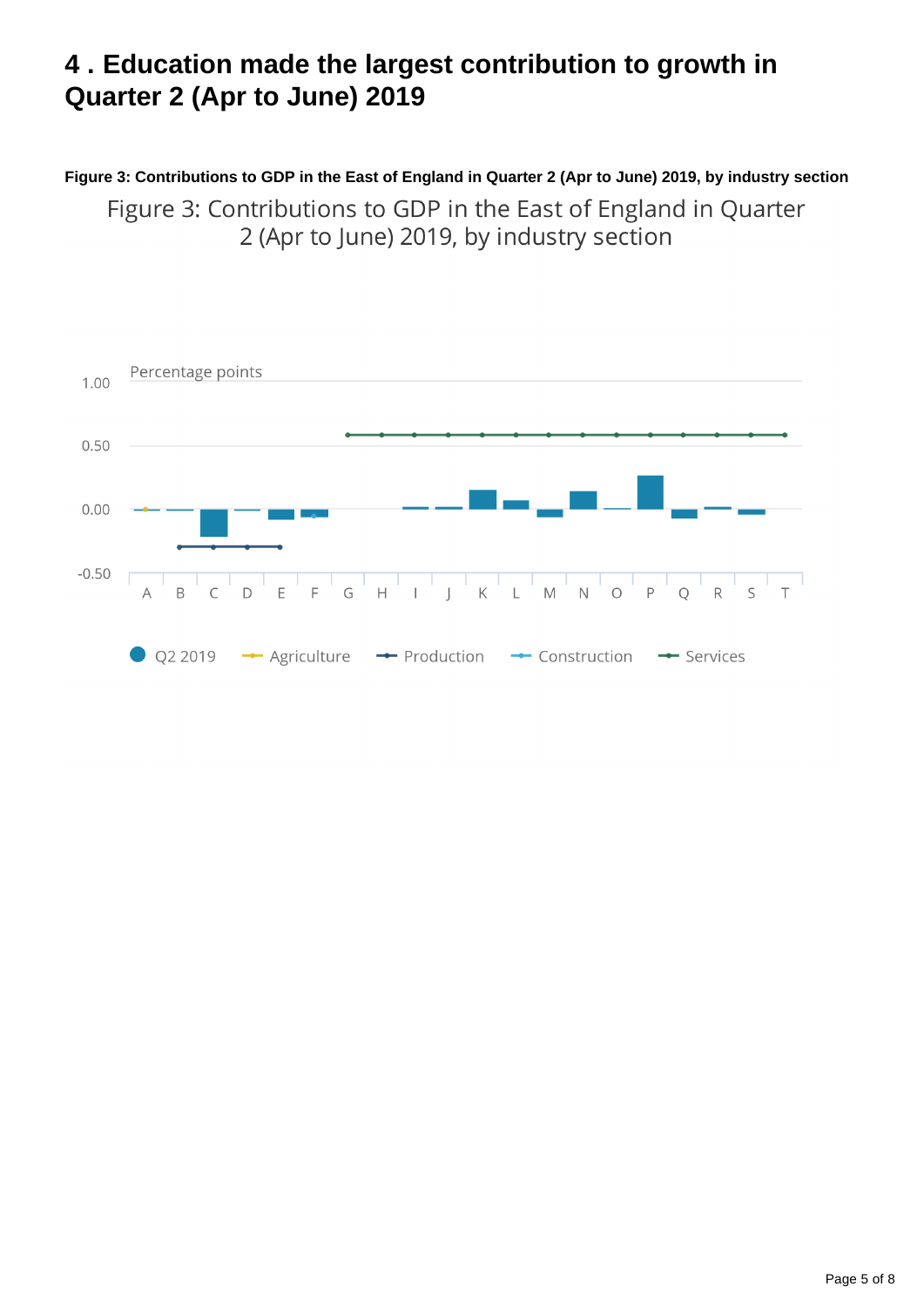## 4 . Education made the largest contribution to growth in Quarter 2 (Apr to June) 2019

**Figure 3: Contributions to GDP in the East of England in Quarter 2 (Apr to June) 2019, by industry section**

Figure 3: Contributions to GDP in the East of England in Quarter 2 (Apr to June) 2019, by industry section

Percentage points

1.00

0.50

0.00

-0.50

A B C D E F G H I J K L M N O P Q R S T

Q2 2019 Agriculture Production Construction Services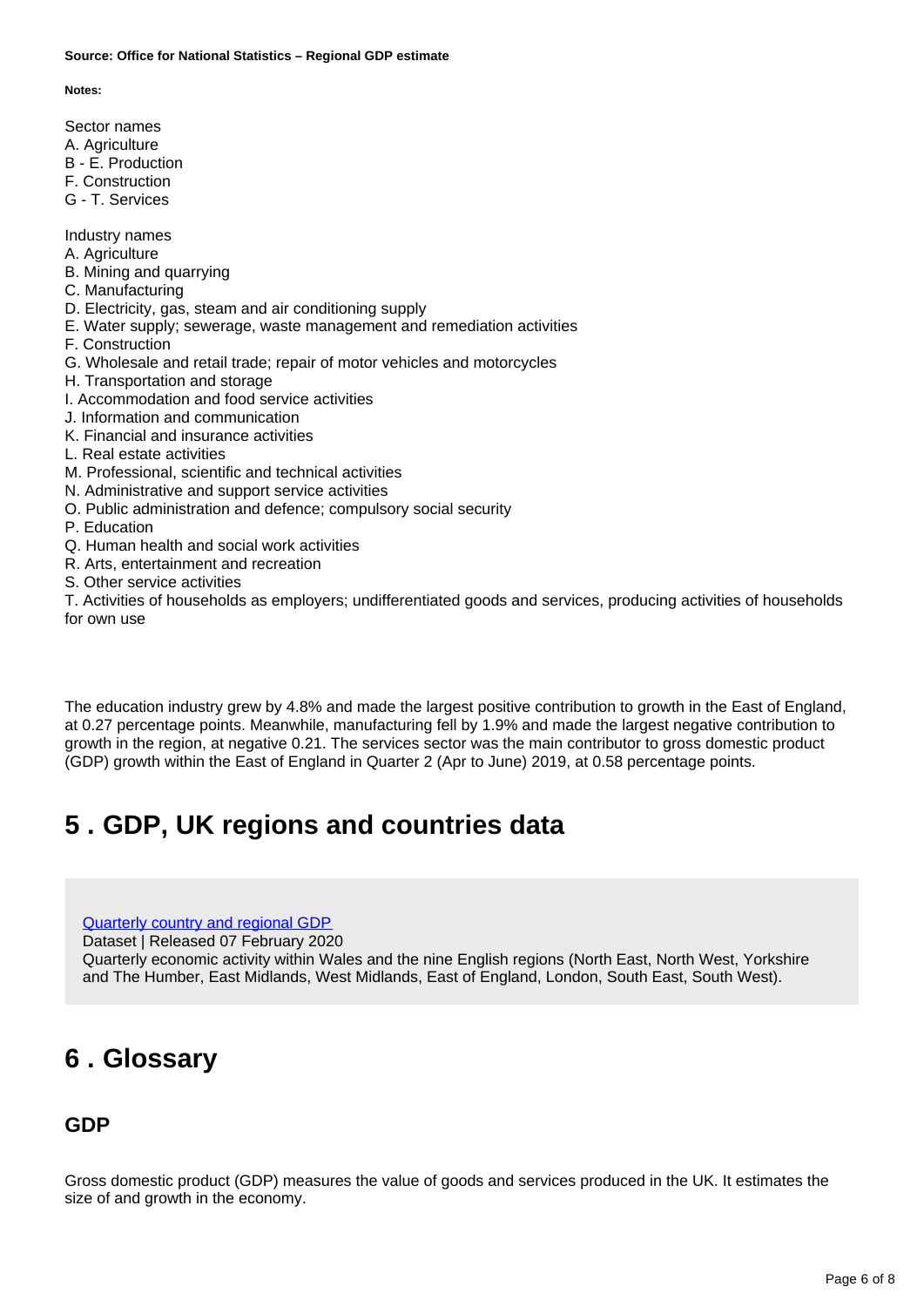**Source: Office for National Statistics – Regional GDP estimate**

**Notes:**

Sector names
A. Agriculture
B - E. Production
F. Construction
G - T. Services

Industry names
A. Agriculture
B. Mining and quarrying
C. Manufacturing
D. Electricity, gas, steam and air conditioning supply
E. Water supply; sewerage, waste management and remediation activities
F. Construction
G. Wholesale and retail trade; repair of motor vehicles and motorcycles
H. Transportation and storage
I. Accommodation and food service activities
J. Information and communication
K. Financial and insurance activities
L. Real estate activities
M. Professional, scientific and technical activities
N. Administrative and support service activities
O. Public administration and defence; compulsory social security
P. Education
Q. Human health and social work activities
R. Arts, entertainment and recreation
S. Other service activities
T. Activities of households as employers; undifferentiated goods and services, producing activities of households for own use

The education industry grew by 4.8% and made the largest positive contribution to growth in the East of England, at 0.27 percentage points. Meanwhile, manufacturing fell by 1.9% and made the largest negative contribution to growth in the region, at negative 0.21. The services sector was the main contributor to gross domestic product (GDP) growth within the East of England in Quarter 2 (Apr to June) 2019, at 0.58 percentage points.

## 5 . GDP, UK regions and countries data

Quarterly country and regional GDP
Dataset | Released 07 February 2020
Quarterly economic activity within Wales and the nine English regions (North East, North West, Yorkshire and The Humber, East Midlands, West Midlands, East of England, London, South East, South West).

## 6 . Glossary

### GDP

Gross domestic product (GDP) measures the value of goods and services produced in the UK. It estimates the size of and growth in the economy.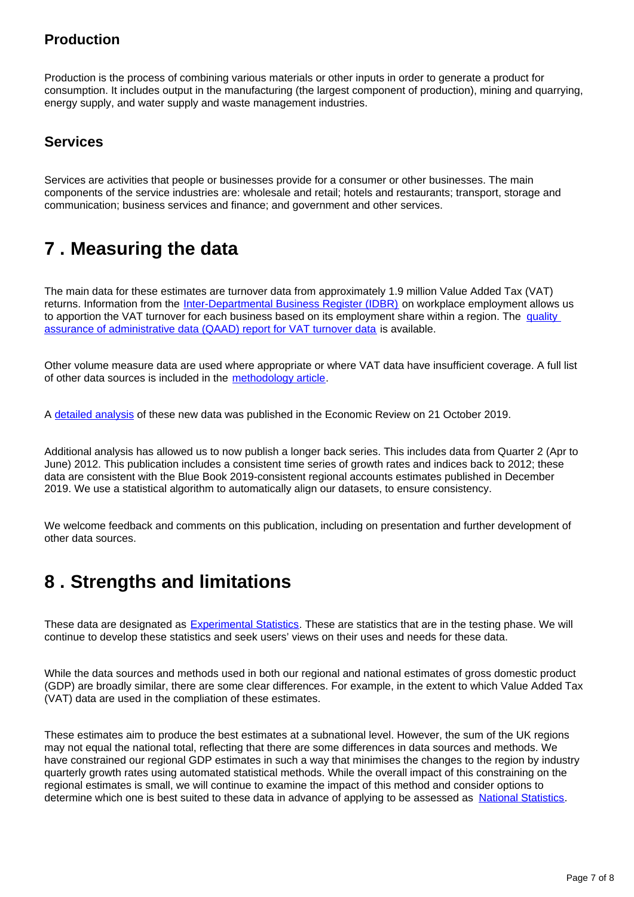### Production

Production is the process of combining various materials or other inputs in order to generate a product for consumption. It includes output in the manufacturing (the largest component of production), mining and quarrying, energy supply, and water supply and waste management industries.

### Services

Services are activities that people or businesses provide for a consumer or other businesses. The main components of the service industries are: wholesale and retail; hotels and restaurants; transport, storage and communication; business services and finance; and government and other services.

## 7 . Measuring the data

The main data for these estimates are turnover data from approximately 1.9 million Value Added Tax (VAT) returns. Information from the Inter-Departmental Business Register (IDBR) on workplace employment allows us to apportion the VAT turnover for each business based on its employment share within a region. The quality assurance of administrative data (QAAD) report for VAT turnover data is available.

Other volume measure data are used where appropriate or where VAT data have insufficient coverage. A full list of other data sources is included in the methodology article.

A detailed analysis of these new data was published in the Economic Review on 21 October 2019.

Additional analysis has allowed us to now publish a longer back series. This includes data from Quarter 2 (Apr to June) 2012. This publication includes a consistent time series of growth rates and indices back to 2012; these data are consistent with the Blue Book 2019-consistent regional accounts estimates published in December 2019. We use a statistical algorithm to automatically align our datasets, to ensure consistency.

We welcome feedback and comments on this publication, including on presentation and further development of other data sources.

## 8 . Strengths and limitations

These data are designated as Experimental Statistics. These are statistics that are in the testing phase. We will continue to develop these statistics and seek users' views on their uses and needs for these data.

While the data sources and methods used in both our regional and national estimates of gross domestic product (GDP) are broadly similar, there are some clear differences. For example, in the extent to which Value Added Tax (VAT) data are used in the compliation of these estimates.

These estimates aim to produce the best estimates at a subnational level. However, the sum of the UK regions may not equal the national total, reflecting that there are some differences in data sources and methods. We have constrained our regional GDP estimates in such a way that minimises the changes to the region by industry quarterly growth rates using automated statistical methods. While the overall impact of this constraining on the regional estimates is small, we will continue to examine the impact of this method and consider options to determine which one is best suited to these data in advance of applying to be assessed as National Statistics.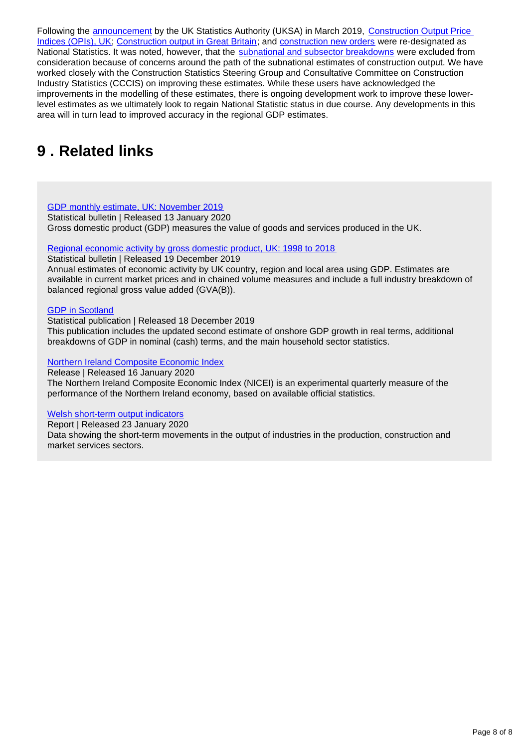Following the announcement by the UK Statistics Authority (UKSA) in March 2019, Construction Output Price Indices (OPIs), UK; Construction output in Great Britain; and construction new orders were re-designated as National Statistics. It was noted, however, that the subnational and subsector breakdowns were excluded from consideration because of concerns around the path of the subnational estimates of construction output. We have worked closely with the Construction Statistics Steering Group and Consultative Committee on Construction Industry Statistics (CCCIS) on improving these estimates. While these users have acknowledged the improvements in the modelling of these estimates, there is ongoing development work to improve these lower-level estimates as we ultimately look to regain National Statistic status in due course. Any developments in this area will in turn lead to improved accuracy in the regional GDP estimates.

## 9 . Related links

GDP monthly estimate, UK: November 2019
Statistical bulletin | Released 13 January 2020
Gross domestic product (GDP) measures the value of goods and services produced in the UK.

Regional economic activity by gross domestic product, UK: 1998 to 2018
Statistical bulletin | Released 19 December 2019
Annual estimates of economic activity by UK country, region and local area using GDP. Estimates are available in current market prices and in chained volume measures and include a full industry breakdown of balanced regional gross value added (GVA(B)).

GDP in Scotland
Statistical publication | Released 18 December 2019
This publication includes the updated second estimate of onshore GDP growth in real terms, additional breakdowns of GDP in nominal (cash) terms, and the main household sector statistics.

Northern Ireland Composite Economic Index
Release | Released 16 January 2020
The Northern Ireland Composite Economic Index (NICEI) is an experimental quarterly measure of the performance of the Northern Ireland economy, based on available official statistics.

Welsh short-term output indicators
Report | Released 23 January 2020
Data showing the short-term movements in the output of industries in the production, construction and market services sectors.